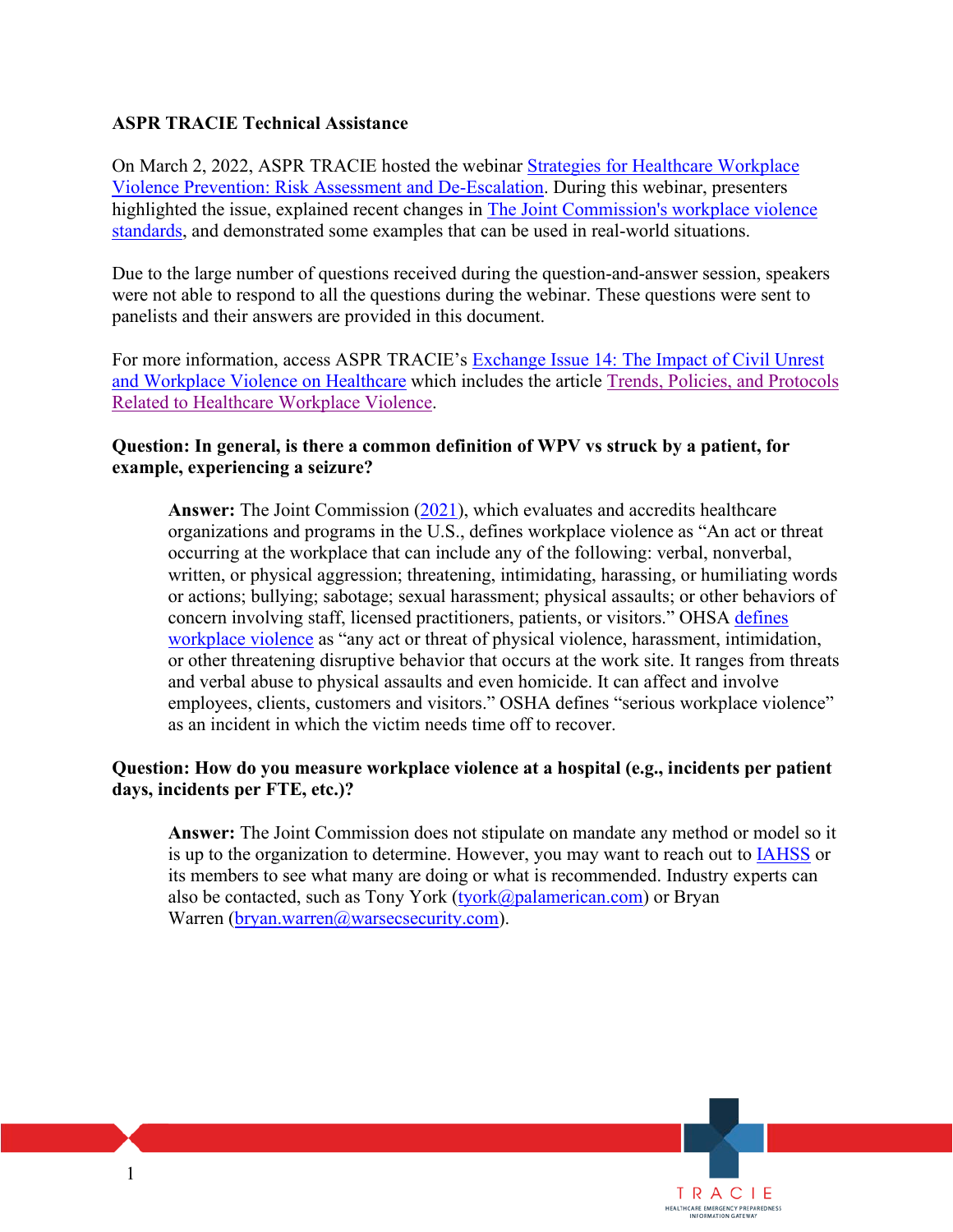**ASPR TRACIE Technical Assistance**

On March 2, 2022, ASPR TRACIE hosted the webinar Strategies for Healthcare Workplace Violence Prevention: Risk Assessment and De-Escalation. During this webinar, presenters highlighted the issue, explained recent changes in The Joint Commission's workplace violence standards, and demonstrated some examples that can be used in real-world situations.

Due to the large number of questions received during the question-and-answer session, speakers were not able to respond to all the questions during the webinar. These questions were sent to panelists and their answers are provided in this document.

For more information, access ASPR TRACIE's Exchange Issue 14: The Impact of Civil Unrest and Workplace Violence on Healthcare which includes the article Trends, Policies, and Protocols Related to Healthcare Workplace Violence.

**Question: In general, is there a common definition of WPV vs struck by a patient, for example, experiencing a seizure?**

> **Answer:** The Joint Commission (2021), which evaluates and accredits healthcare organizations and programs in the U.S., defines workplace violence as "An act or threat occurring at the workplace that can include any of the following: verbal, nonverbal, written, or physical aggression; threatening, intimidating, harassing, or humiliating words or actions; bullying; sabotage; sexual harassment; physical assaults; or other behaviors of concern involving staff, licensed practitioners, patients, or visitors." OHSA defines workplace violence as "any act or threat of physical violence, harassment, intimidation, or other threatening disruptive behavior that occurs at the work site. It ranges from threats and verbal abuse to physical assaults and even homicide. It can affect and involve employees, clients, customers and visitors." OSHA defines "serious workplace violence" as an incident in which the victim needs time off to recover.

**Question: How do you measure workplace violence at a hospital (e.g., incidents per patient days, incidents per FTE, etc.)?**

> **Answer:** The Joint Commission does not stipulate on mandate any method or model so it is up to the organization to determine. However, you may want to reach out to IAHSS or its members to see what many are doing or what is recommended. Industry experts can also be contacted, such as Tony York (tyork@palamerican.com) or Bryan Warren (bryan.warren@warsecsecurity.com).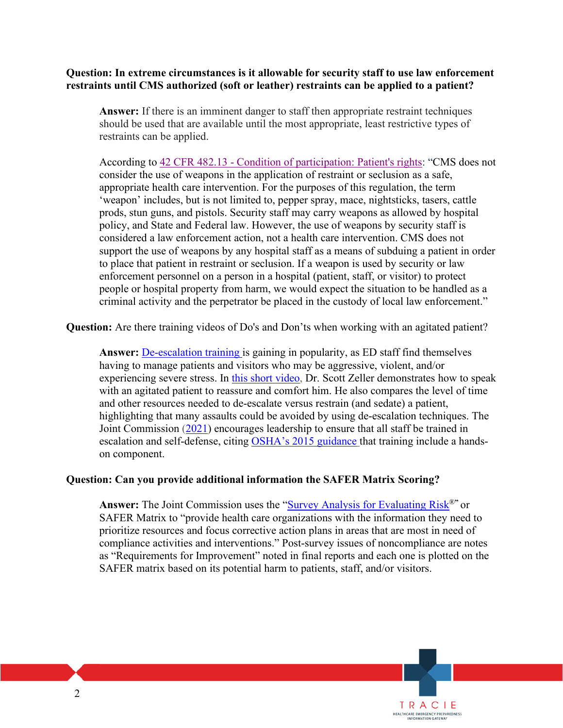**Question: In extreme circumstances is it allowable for security staff to use law enforcement restraints until CMS authorized (soft or leather) restraints can be applied to a patient?**

> **Answer:** If there is an imminent danger to staff then appropriate restraint techniques should be used that are available until the most appropriate, least restrictive types of restraints can be applied.
>
> According to 42 CFR 482.13 - Condition of participation: Patient's rights: "CMS does not consider the use of weapons in the application of restraint or seclusion as a safe, appropriate health care intervention. For the purposes of this regulation, the term 'weapon' includes, but is not limited to, pepper spray, mace, nightsticks, tasers, cattle prods, stun guns, and pistols. Security staff may carry weapons as allowed by hospital policy, and State and Federal law. However, the use of weapons by security staff is considered a law enforcement action, not a health care intervention. CMS does not support the use of weapons by any hospital staff as a means of subduing a patient in order to place that patient in restraint or seclusion. If a weapon is used by security or law enforcement personnel on a person in a hospital (patient, staff, or visitor) to protect people or hospital property from harm, we would expect the situation to be handled as a criminal activity and the perpetrator be placed in the custody of local law enforcement."

**Question:** Are there training videos of Do's and Don'ts when working with an agitated patient?

> **Answer:** De-escalation training is gaining in popularity, as ED staff find themselves having to manage patients and visitors who may be aggressive, violent, and/or experiencing severe stress. In this short video, Dr. Scott Zeller demonstrates how to speak with an agitated patient to reassure and comfort him. He also compares the level of time and other resources needed to de-escalate versus restrain (and sedate) a patient, highlighting that many assaults could be avoided by using de-escalation techniques. The Joint Commission (2021) encourages leadership to ensure that all staff be trained in escalation and self-defense, citing OSHA's 2015 guidance that training include a hands-on component.

**Question: Can you provide additional information the SAFER Matrix Scoring?**

> **Answer:** The Joint Commission uses the "Survey Analysis for Evaluating Risk®" or SAFER Matrix to "provide health care organizations with the information they need to prioritize resources and focus corrective action plans in areas that are most in need of compliance activities and interventions." Post-survey issues of noncompliance are notes as "Requirements for Improvement" noted in final reports and each one is plotted on the SAFER matrix based on its potential harm to patients, staff, and/or visitors.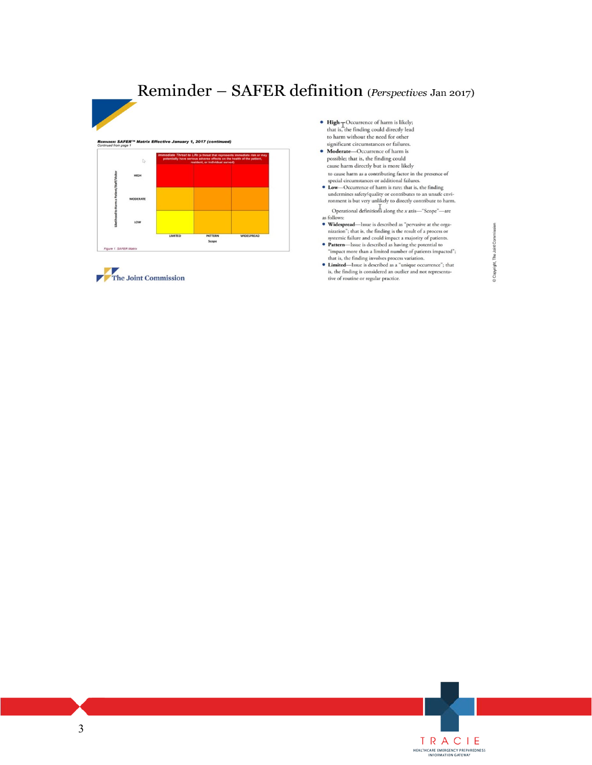# Reminder – SAFER definition (*Perspectives* Jan 2017)

**Reminder: SAFER™ Matrix Effective January 1, 2017 (continued)**

Continued from page 1

*Immediate Threat to Life* (a threat that represents immediate risk or may potentially have serious adverse effects on the health of the patient, resident, or individual served)

Likelihood to Harm a Patient/Staff/Visitor

HIGH

MODERATE

LOW

LIMITED

PATTERN

WIDESPREAD

Scope

*Figure 1: SAFER Matrix*

The Joint Commission

- **High**—Occurrence of harm is likely; that is, the finding could directly lead to harm without the need for other significant circumstances or failures.
- **Moderate**—Occurrence of harm is possible; that is, the finding could cause harm directly but is more likely to cause harm as a contributing factor in the presence of special circumstances or additional failures.
- **Low**—Occurrence of harm is rare; that is, the finding undermines safety/quality or contributes to an unsafe environment is but very unlikely to directly contribute to harm.

Operational definitions along the *x* axis—"Scope"—are as follows:

- **Widespread**—Issue is described as "pervasive at the organization"; that is, the finding is the result of a process or systemic failure and could impact a majority of patients.
- **Pattern**—Issue is described as having the potential to "impact more than a limited number of patients impacted"; that is, the finding involves process variation.
- **Limited**—Issue is described as a "unique occurrence"; that is, the finding is considered an outlier and not representative of routine or regular practice.

© Copyright, The Joint Commission